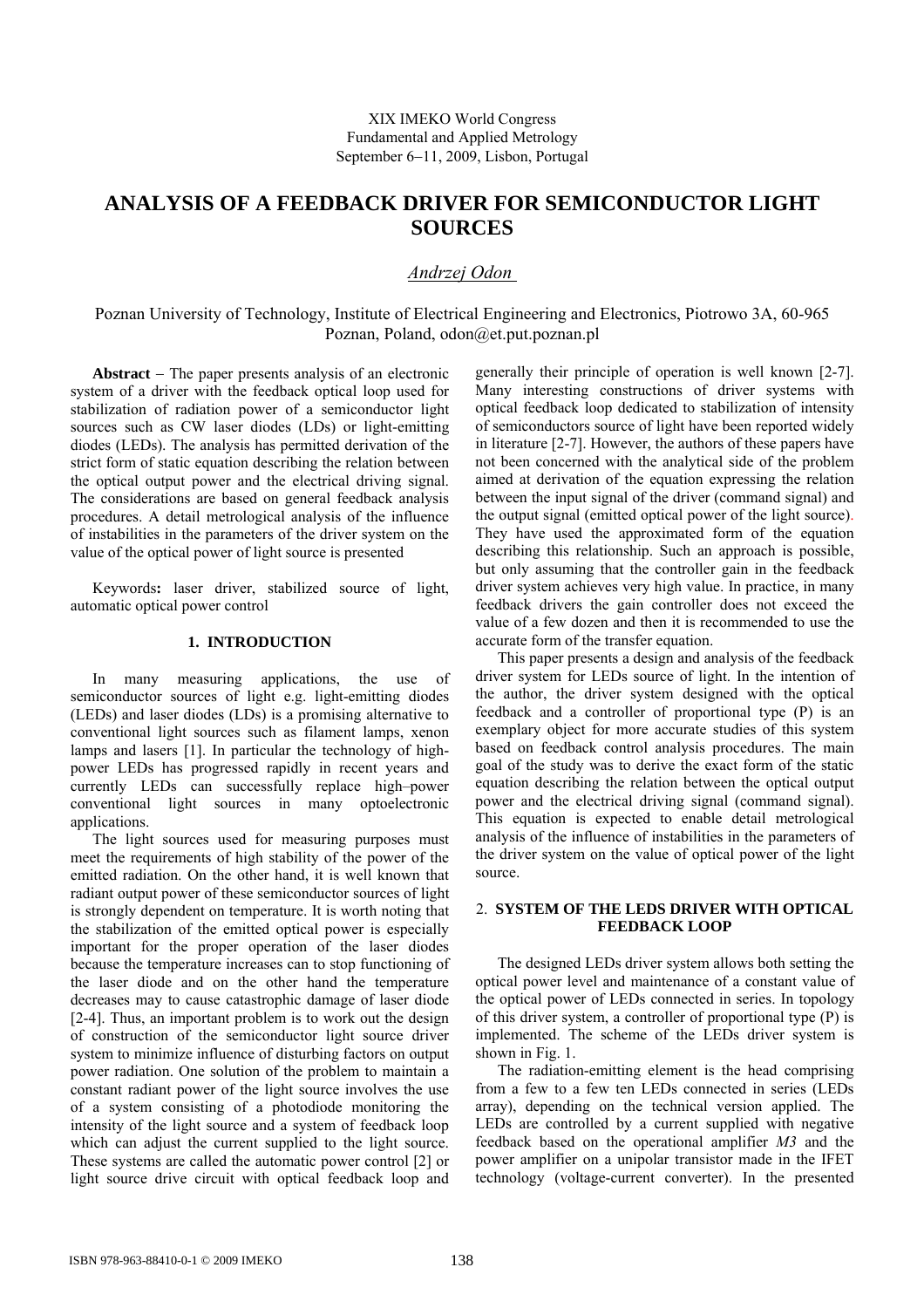XIX IMEKO World Congress
Fundamental and Applied Metrology
September 6–11, 2009, Lisbon, Portugal

# ANALYSIS OF A FEEDBACK DRIVER FOR SEMICONDUCTOR LIGHT SOURCES

*Andrzej Odon*

Poznan University of Technology, Institute of Electrical Engineering and Electronics, Piotrowo 3A, 60-965 Poznan, Poland, odon@et.put.poznan.pl

**Abstract** – The paper presents analysis of an electronic system of a driver with the feedback optical loop used for stabilization of radiation power of a semiconductor light sources such as CW laser diodes (LDs) or light-emitting diodes (LEDs). The analysis has permitted derivation of the strict form of static equation describing the relation between the optical output power and the electrical driving signal. The considerations are based on general feedback analysis procedures. A detail metrological analysis of the influence of instabilities in the parameters of the driver system on the value of the optical power of light source is presented

Keywords**:** laser driver, stabilized source of light, automatic optical power control

## 1. INTRODUCTION

In many measuring applications, the use of semiconductor sources of light e.g. light-emitting diodes (LEDs) and laser diodes (LDs) is a promising alternative to conventional light sources such as filament lamps, xenon lamps and lasers [1]. In particular the technology of high-power LEDs has progressed rapidly in recent years and currently LEDs can successfully replace high–power conventional light sources in many optoelectronic applications.

The light sources used for measuring purposes must meet the requirements of high stability of the power of the emitted radiation. On the other hand, it is well known that radiant output power of these semiconductor sources of light is strongly dependent on temperature. It is worth noting that the stabilization of the emitted optical power is especially important for the proper operation of the laser diodes because the temperature increases can to stop functioning of the laser diode and on the other hand the temperature decreases may to cause catastrophic damage of laser diode [2-4]. Thus, an important problem is to work out the design of construction of the semiconductor light source driver system to minimize influence of disturbing factors on output power radiation. One solution of the problem to maintain a constant radiant power of the light source involves the use of a system consisting of a photodiode monitoring the intensity of the light source and a system of feedback loop which can adjust the current supplied to the light source. These systems are called the automatic power control [2] or light source drive circuit with optical feedback loop and generally their principle of operation is well known [2-7]. Many interesting constructions of driver systems with optical feedback loop dedicated to stabilization of intensity of semiconductors source of light have been reported widely in literature [2-7]. However, the authors of these papers have not been concerned with the analytical side of the problem aimed at derivation of the equation expressing the relation between the input signal of the driver (command signal) and the output signal (emitted optical power of the light source). They have used the approximated form of the equation describing this relationship. Such an approach is possible, but only assuming that the controller gain in the feedback driver system achieves very high value. In practice, in many feedback drivers the gain controller does not exceed the value of a few dozen and then it is recommended to use the accurate form of the transfer equation.

This paper presents a design and analysis of the feedback driver system for LEDs source of light. In the intention of the author, the driver system designed with the optical feedback and a controller of proportional type (P) is an exemplary object for more accurate studies of this system based on feedback control analysis procedures. The main goal of the study was to derive the exact form of the static equation describing the relation between the optical output power and the electrical driving signal (command signal). This equation is expected to enable detail metrological analysis of the influence of instabilities in the parameters of the driver system on the value of optical power of the light source.

## 2. SYSTEM OF THE LEDS DRIVER WITH OPTICAL FEEDBACK LOOP

The designed LEDs driver system allows both setting the optical power level and maintenance of a constant value of the optical power of LEDs connected in series. In topology of this driver system, a controller of proportional type (P) is implemented. The scheme of the LEDs driver system is shown in Fig. 1.

The radiation-emitting element is the head comprising from a few to a few ten LEDs connected in series (LEDs array), depending on the technical version applied. The LEDs are controlled by a current supplied with negative feedback based on the operational amplifier *M3* and the power amplifier on a unipolar transistor made in the IFET technology (voltage-current converter). In the presented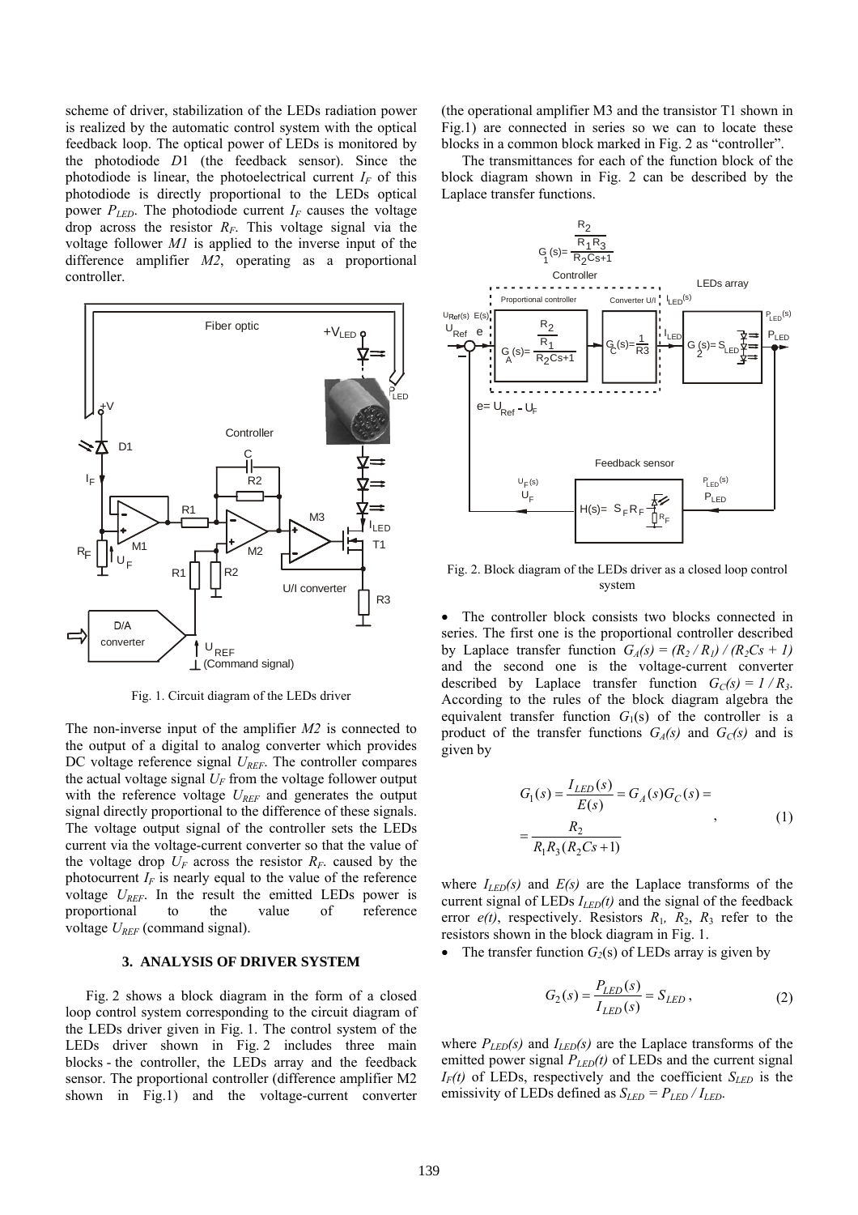scheme of driver, stabilization of the LEDs radiation power is realized by the automatic control system with the optical feedback loop. The optical power of LEDs is monitored by the photodiode $D1$ (the feedback sensor). Since the photodiode is linear, the photoelectrical current $I_F$ of this photodiode is directly proportional to the LEDs optical power $P_{LED}$. The photodiode current $I_F$ causes the voltage drop across the resistor $R_F$. This voltage signal via the voltage follower *M1* is applied to the inverse input of the difference amplifier *M2*, operating as a proportional controller.

Fig. 1. Circuit diagram of the LEDs driver

The non-inverse input of the amplifier *M2* is connected to the output of a digital to analog converter which provides DC voltage reference signal $U_{REF}$. The controller compares the actual voltage signal $U_F$ from the voltage follower output with the reference voltage $U_{REF}$ and generates the output signal directly proportional to the difference of these signals. The voltage output signal of the controller sets the LEDs current via the voltage-current converter so that the value of the voltage drop $U_F$ across the resistor $R_F$. caused by the photocurrent $I_F$ is nearly equal to the value of the reference voltage $U_{REF}$. In the result the emitted LEDs power is proportional to the value of reference voltage $U_{REF}$ (command signal).

### 3. ANALYSIS OF DRIVER SYSTEM

Fig. 2 shows a block diagram in the form of a closed loop control system corresponding to the circuit diagram of the LEDs driver given in Fig. 1. The control system of the LEDs driver shown in Fig. 2 includes three main blocks - the controller, the LEDs array and the feedback sensor. The proportional controller (difference amplifier M2 shown in Fig.1) and the voltage-current converter (the operational amplifier M3 and the transistor T1 shown in Fig.1) are connected in series so we can to locate these blocks in a common block marked in Fig. 2 as "controller".

The transmittances for each of the function block of the block diagram shown in Fig. 2 can be described by the Laplace transfer functions.

Fig. 2. Block diagram of the LEDs driver as a closed loop control system

- The controller block consists two blocks connected in series. The first one is the proportional controller described by Laplace transfer function $G_A(s) = (R_2 / R_1) / (R_2Cs + 1)$ and the second one is the voltage-current converter described by Laplace transfer function $G_C(s) = 1 / R_3$. According to the rules of the block diagram algebra the equivalent transfer function $G_1(s)$ of the controller is a product of the transfer functions $G_A(s)$ and $G_C(s)$ and is given by

$$G_1(s) = \frac{I_{LED}(s)}{E(s)} = G_A(s)G_C(s) = \\ = \frac{R_2}{R_1 R_3 (R_2 Cs + 1)} \quad , \tag{1}$$

where $I_{LED}(s)$ and $E(s)$ are the Laplace transforms of the current signal of LEDs $I_{LED}(t)$ and the signal of the feedback error $e(t)$, respectively. Resistors $R_1$, $R_2$, $R_3$ refer to the resistors shown in the block diagram in Fig. 1.

- The transfer function $G_2(s)$ of LEDs array is given by

$$G_2(s) = \frac{P_{LED}(s)}{I_{LED}(s)} = S_{LED}\,, \tag{2}$$

where $P_{LED}(s)$ and $I_{LED}(s)$ are the Laplace transforms of the emitted power signal $P_{LED}(t)$ of LEDs and the current signal $I_F(t)$ of LEDs, respectively and the coefficient $S_{LED}$ is the emissivity of LEDs defined as $S_{LED} = P_{LED} / I_{LED}$.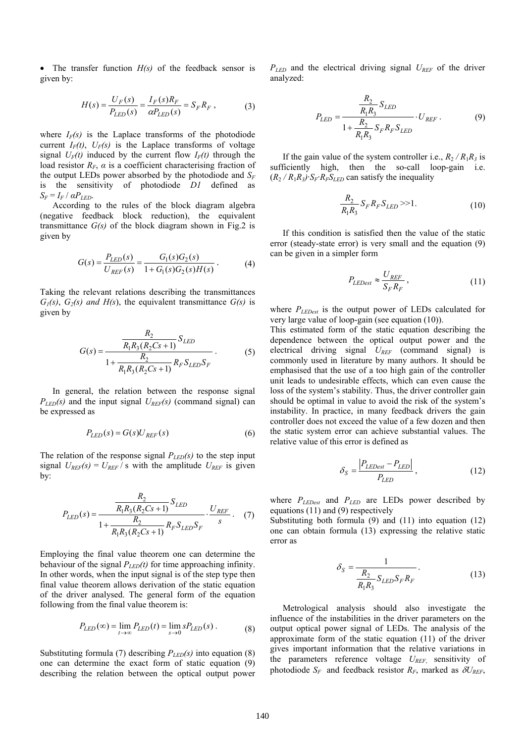- The transfer function $H(s)$ of the feedback sensor is given by:

$$H(s) = \frac{U_F(s)}{P_{LED}(s)} = \frac{I_F(s)R_F}{\alpha P_{LED}(s)} = S_F R_F \,, \tag{3}$$

where $I_F(s)$ is the Laplace transforms of the photodiode current $I_F(t)$, $U_F(s)$ is the Laplace transforms of voltage signal $U_F(t)$ induced by the current flow $I_F(t)$ through the load resistor $R_F$, $\alpha$ is a coefficient characterising fraction of the output LEDs power absorbed by the photodiode and $S_F$ is the sensitivity of photodiode $D1$ defined as $S_F = I_F / \alpha P_{LED}$.

According to the rules of the block diagram algebra (negative feedback block reduction), the equivalent transmittance $G(s)$ of the block diagram shown in Fig.2 is given by

$$G(s) = \frac{P_{LED}(s)}{U_{REF}(s)} = \frac{G_1(s)G_2(s)}{1 + G_1(s)G_2(s)H(s)} \,. \tag{4}$$

Taking the relevant relations describing the transmittances $G_1(s)$, $G_2(s)$ *and* $H(s)$, the equivalent transmittance $G(s)$ is given by

$$G(s) = \frac{\dfrac{R_2}{R_1 R_3 (R_2 C s + 1)} S_{LED}}{1 + \dfrac{R_2}{R_1 R_3 (R_2 C s + 1)} R_F S_{LED} S_F} \,. \tag{5}$$

In general, the relation between the response signal $P_{LED}(s)$ and the input signal $U_{REF}(s)$ (command signal) can be expressed as

$$P_{LED}(s) = G(s) U_{REF}(s) \tag{6}$$

The relation of the response signal $P_{LED}(s)$ to the step input signal $U_{REF}(s) = U_{REF} / s$ with the amplitude $U_{REF}$ is given by:

$$P_{LED}(s) = \frac{\dfrac{R_2}{R_1 R_3 (R_2 C s + 1)} S_{LED}}{1 + \dfrac{R_2}{R_1 R_3 (R_2 C s + 1)} R_F S_{LED} S_F} \cdot \frac{U_{REF}}{s} \,. \tag{7}$$

Employing the final value theorem one can determine the behaviour of the signal $P_{LED}(t)$ for time approaching infinity. In other words, when the input signal is of the step type then final value theorem allows derivation of the static equation of the driver analysed. The general form of the equation following from the final value theorem is:

$$P_{LED}(\infty) = \lim_{t \to \infty} P_{LED}(t) = \lim_{s \to 0} s P_{LED}(s) \,. \tag{8}$$

Substituting formula (7) describing $P_{LED}(s)$ into equation (8) one can determine the exact form of static equation (9) describing the relation between the optical output power $P_{LED}$ and the electrical driving signal $U_{REF}$ of the driver analyzed:

$$P_{LED} = \frac{\dfrac{R_2}{R_1 R_3} S_{LED}}{1 + \dfrac{R_2}{R_1 R_3} S_F R_F S_{LED}} \cdot U_{REF} \,. \tag{9}$$

If the gain value of the system controller i.e., $R_2 / R_1 R_3$ is sufficiently high, then the so-call loop-gain i.e. $(R_2 / R_1 R_3) \cdot S_F \cdot R_F S_{LED}$ can satisfy the inequality

$$\frac{R_2}{R_1 R_3} S_F R_F S_{LED} >> 1. \tag{10}$$

If this condition is satisfied then the value of the static error (steady-state error) is very small and the equation (9) can be given in a simpler form

$$P_{LEDest} \approx \frac{U_{REF}}{S_F R_F} \,, \tag{11}$$

where $P_{LEDest}$ is the output power of LEDs calculated for very large value of loop-gain (see equation (10)).

This estimated form of the static equation describing the dependence between the optical output power and the electrical driving signal $U_{REF}$ (command signal) is commonly used in literature by many authors. It should be emphasised that the use of a too high gain of the controller unit leads to undesirable effects, which can even cause the loss of the system's stability. Thus, the driver controller gain should be optimal in value to avoid the risk of the system's instability. In practice, in many feedback drivers the gain controller does not exceed the value of a few dozen and then the static system error can achieve substantial values. The relative value of this error is defined as

$$\delta_S = \frac{\left| P_{LEDest} - P_{LED} \right|}{P_{LED}} \,, \tag{12}$$

where $P_{LEDest}$ and $P_{LED}$ are LEDs power described by equations (11) and (9) respectively

Substituting both formula (9) and (11) into equation (12) one can obtain formula (13) expressing the relative static error as

$$\delta_S = \frac{1}{\dfrac{R_2}{R_1 R_3} S_{LED} S_F R_F} \,. \tag{13}$$

Metrological analysis should also investigate the influence of the instabilities in the driver parameters on the output optical power signal of LEDs. The analysis of the approximate form of the static equation (11) of the driver gives important information that the relative variations in the parameters reference voltage $U_{REF,}$ sensitivity of photodiode $S_F$ and feedback resistor $R_F$, marked as $\delta U_{REF}$,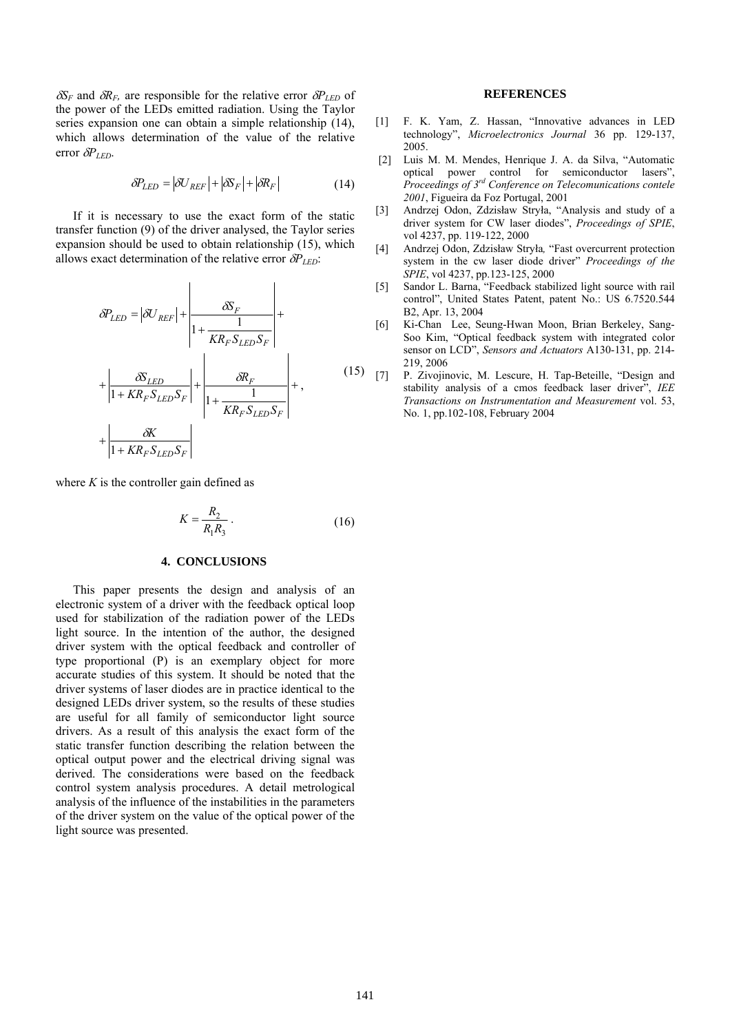$\delta S_F$ and $\delta R_F$, are responsible for the relative error $\delta P_{LED}$ of the power of the LEDs emitted radiation. Using the Taylor series expansion one can obtain a simple relationship (14), which allows determination of the value of the relative error $\delta P_{LED}$.

$$\delta P_{LED} = |\delta U_{REF}| + |\delta S_F| + |\delta R_F| \tag{14}$$

If it is necessary to use the exact form of the static transfer function (9) of the driver analysed, the Taylor series expansion should be used to obtain relationship (15), which allows exact determination of the relative error $\delta P_{LED}$:

$$\begin{aligned} \delta P_{LED} = |\delta U_{REF}| &+ \left| \frac{\delta S_F}{1 + \frac{1}{KR_F S_{LED} S_F}} \right| + \\ + \left| \frac{\delta S_{LED}}{1 + KR_F S_{LED} S_F} \right| &+ \left| \frac{\delta R_F}{1 + \frac{1}{KR_F S_{LED} S_F}} \right| + , \\ + \left| \frac{\delta K}{1 + KR_F S_{LED} S_F} \right| & \end{aligned} \tag{15}$$

where $K$ is the controller gain defined as

$$K = \frac{R_2}{R_1 R_3}\,. \tag{16}$$

## 4. CONCLUSIONS

This paper presents the design and analysis of an electronic system of a driver with the feedback optical loop used for stabilization of the radiation power of the LEDs light source. In the intention of the author, the designed driver system with the optical feedback and controller of type proportional (P) is an exemplary object for more accurate studies of this system. It should be noted that the driver systems of laser diodes are in practice identical to the designed LEDs driver system, so the results of these studies are useful for all family of semiconductor light source drivers. As a result of this analysis the exact form of the static transfer function describing the relation between the optical output power and the electrical driving signal was derived. The considerations were based on the feedback control system analysis procedures. A detail metrological analysis of the influence of the instabilities in the parameters of the driver system on the value of the optical power of the light source was presented.

## REFERENCES

[1] F. K. Yam, Z. Hassan, "Innovative advances in LED technology", *Microelectronics Journal* 36 pp. 129-137, 2005.

[2] Luis M. M. Mendes, Henrique J. A. da Silva, "Automatic optical power control for semiconductor lasers", *Proceedings of 3rd Conference on Telecomunications contele 2001*, Figueira da Foz Portugal, 2001

[3] Andrzej Odon, Zdzisław Stryła, "Analysis and study of a driver system for CW laser diodes", *Proceedings of SPIE*, vol 4237, pp. 119-122, 2000

[4] Andrzej Odon, Zdzisław Stryła, "Fast overcurrent protection system in the cw laser diode driver" *Proceedings of the SPIE*, vol 4237, pp.123-125, 2000

[5] Sandor L. Barna, "Feedback stabilized light source with rail control", United States Patent, patent No.: US 6.7520.544 B2, Apr. 13, 2004

[6] Ki-Chan Lee, Seung-Hwan Moon, Brian Berkeley, Sang-Soo Kim, "Optical feedback system with integrated color sensor on LCD", *Sensors and Actuators* A130-131, pp. 214-219, 2006

[7] P. Zivojinovic, M. Lescure, H. Tap-Beteille, "Design and stability analysis of a cmos feedback laser driver", *IEE Transactions on Instrumentation and Measurement* vol. 53, No. 1, pp.102-108, February 2004